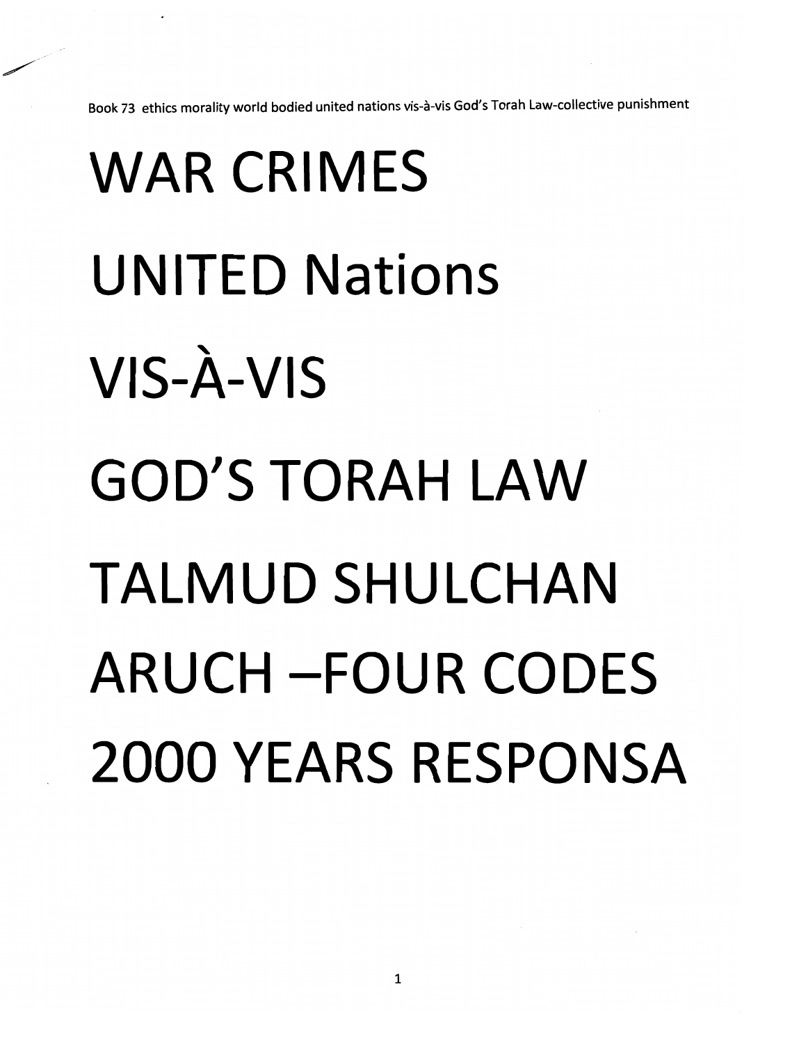Book 73 ethics morality world bodied united nations vis-à-vis God's Torah Law-collective punishment

# WAR CRIMES

# UNITED Nations

# VIS-À-VIS

# GOD'S TORAH LAW

# TALMUD SHULCHAN

# ARUCH –FOUR CODES

# 2000 YEARS RESPONSA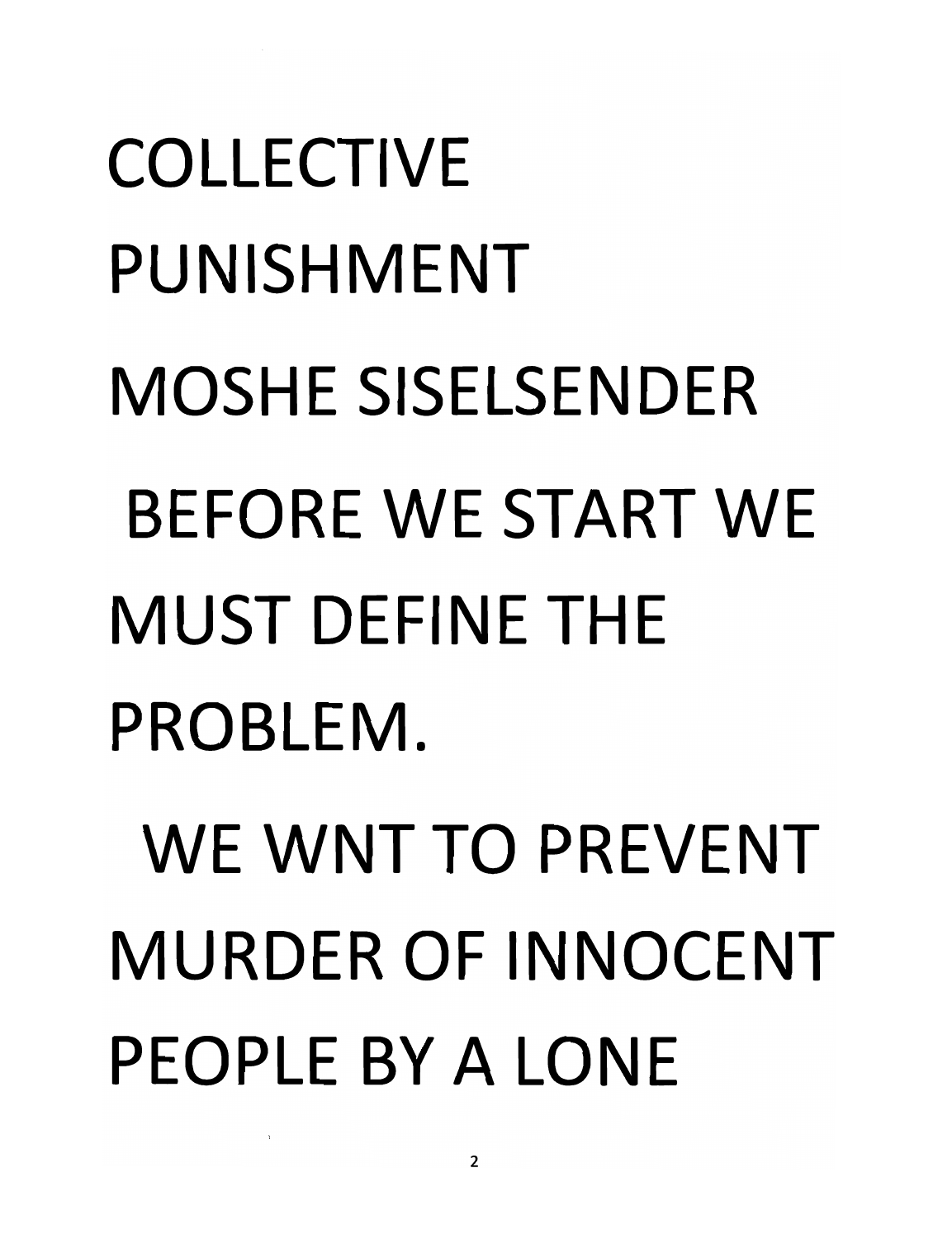# COLLECTIVE PUNISHMENT

MOSHE SISELSENDER

BEFORE WE START WE MUST DEFINE THE PROBLEM.

WE WNT TO PREVENT MURDER OF INNOCENT PEOPLE BY A LONE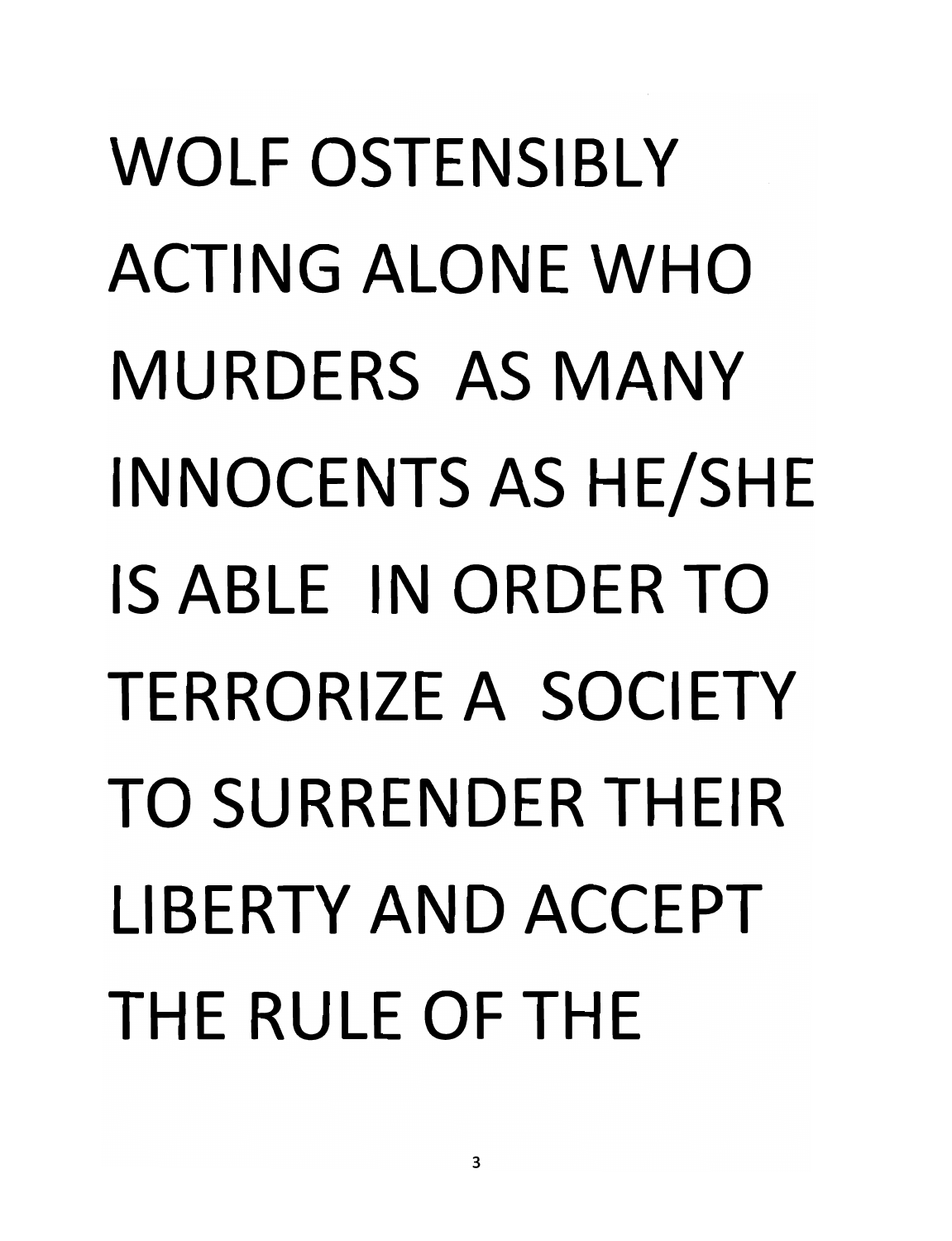WOLF OSTENSIBLY ACTING ALONE WHO MURDERS AS MANY INNOCENTS AS HE/SHE IS ABLE IN ORDER TO TERRORIZE A SOCIETY TO SURRENDER THEIR LIBERTY AND ACCEPT THE RULE OF THE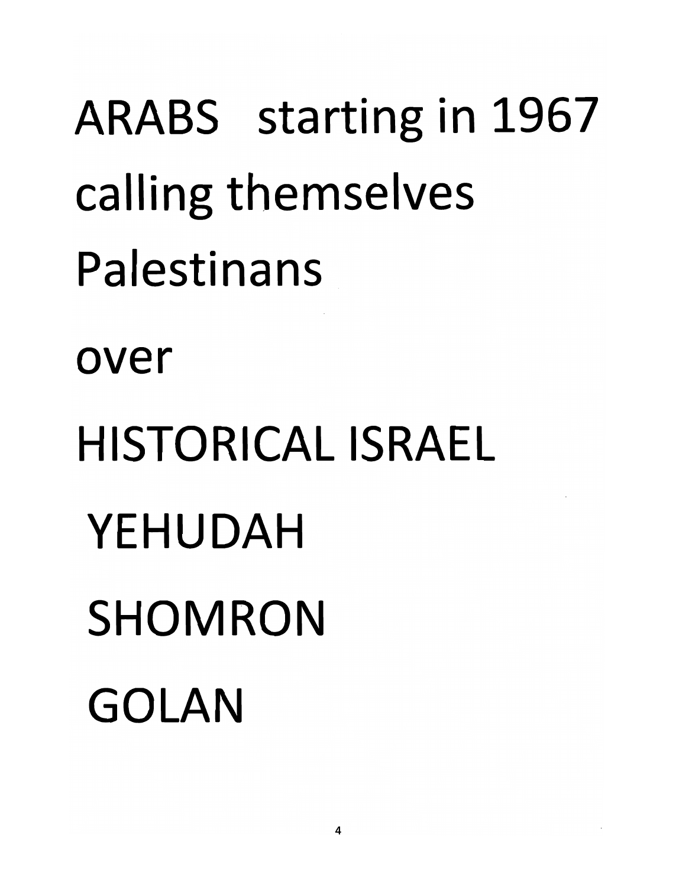ARABS starting in 1967 calling themselves Palestinans

over

HISTORICAL ISRAEL

YEHUDAH

SHOMRON

GOLAN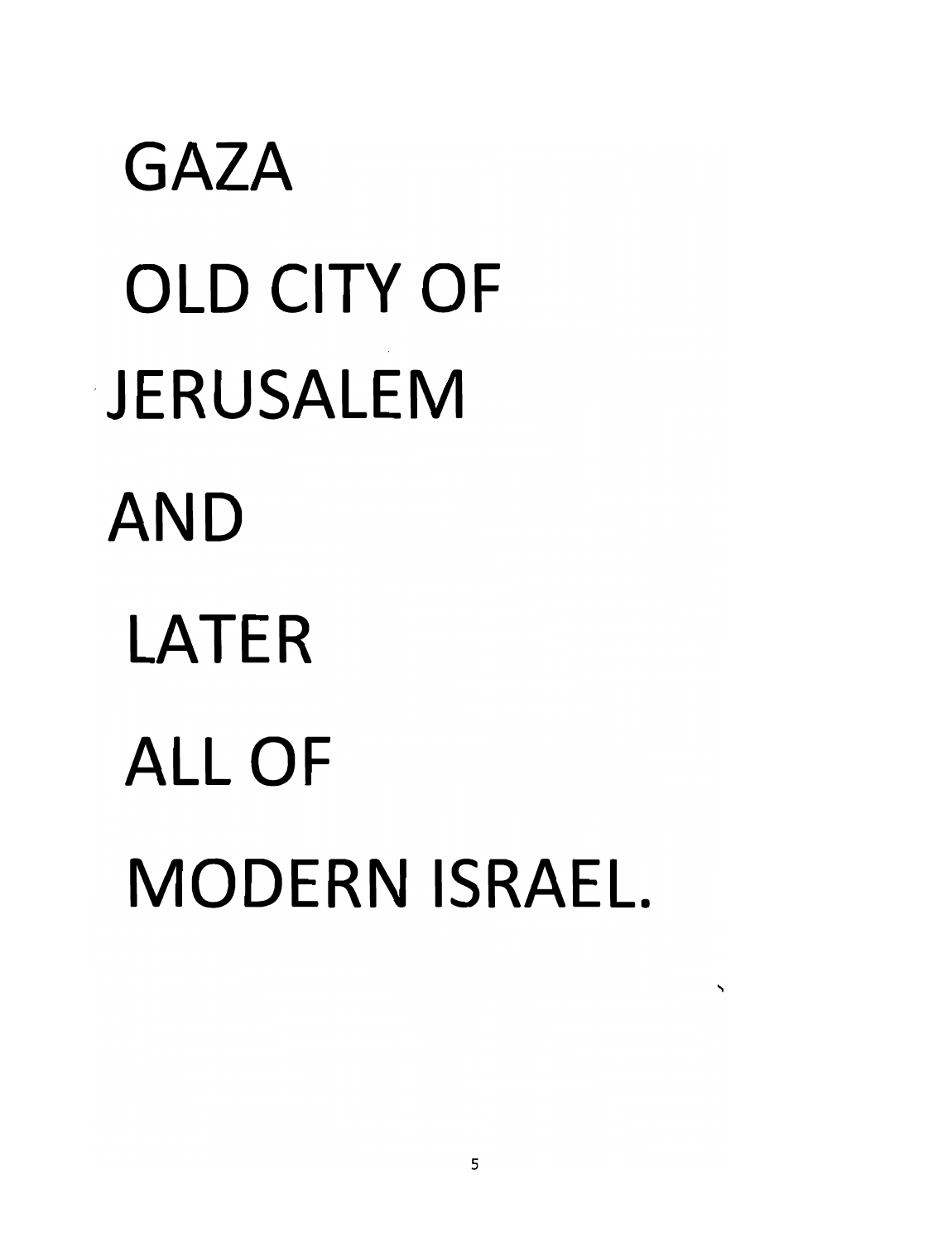GAZA

OLD CITY OF

JERUSALEM

AND

LATER

ALL OF

MODERN ISRAEL.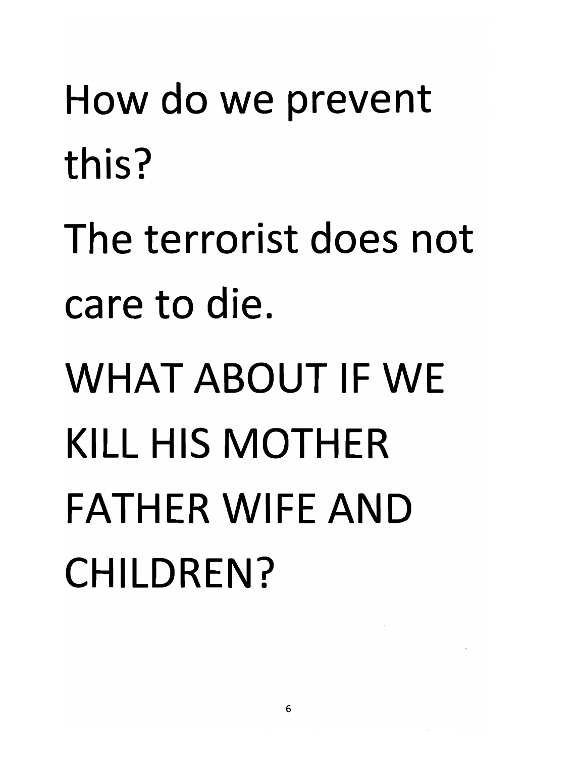How do we prevent this?

The terrorist does not care to die.

WHAT ABOUT IF WE KILL HIS MOTHER FATHER WIFE AND CHILDREN?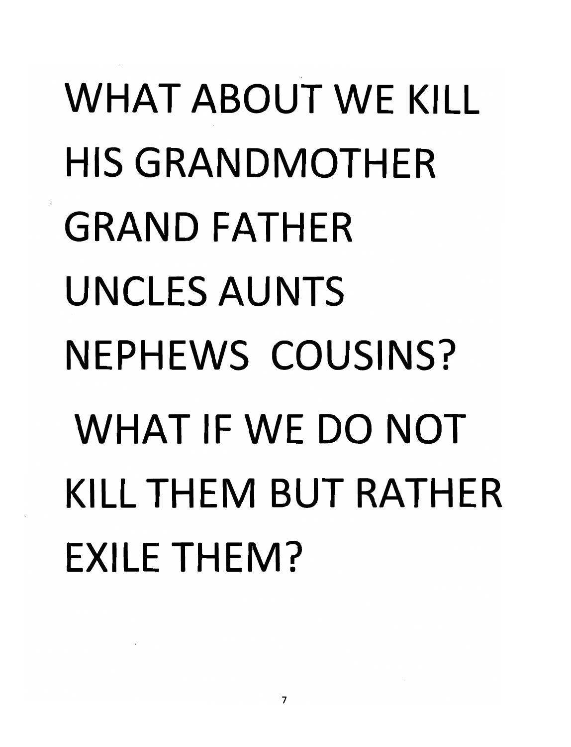WHAT ABOUT WE KILL HIS GRANDMOTHER GRAND FATHER UNCLES AUNTS NEPHEWS COUSINS?

WHAT IF WE DO NOT KILL THEM BUT RATHER EXILE THEM?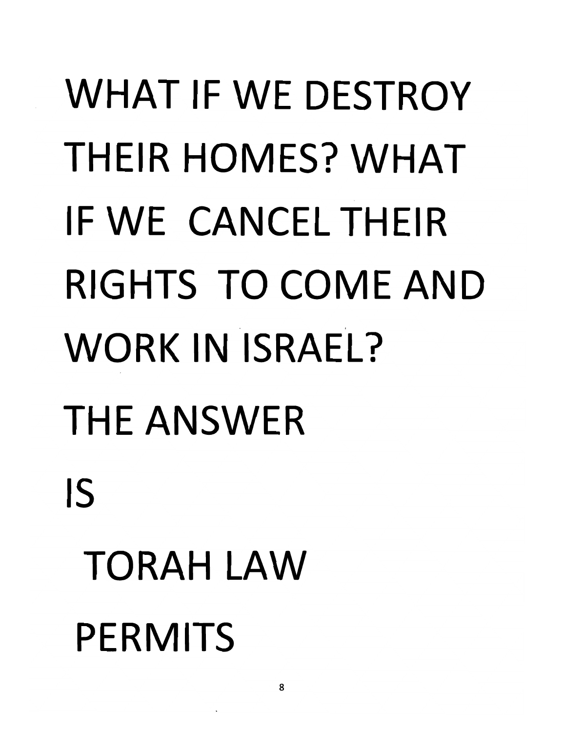WHAT IF WE DESTROY THEIR HOMES? WHAT IF WE CANCEL THEIR RIGHTS TO COME AND WORK IN ISRAEL?

THE ANSWER

IS

TORAH LAW

PERMITS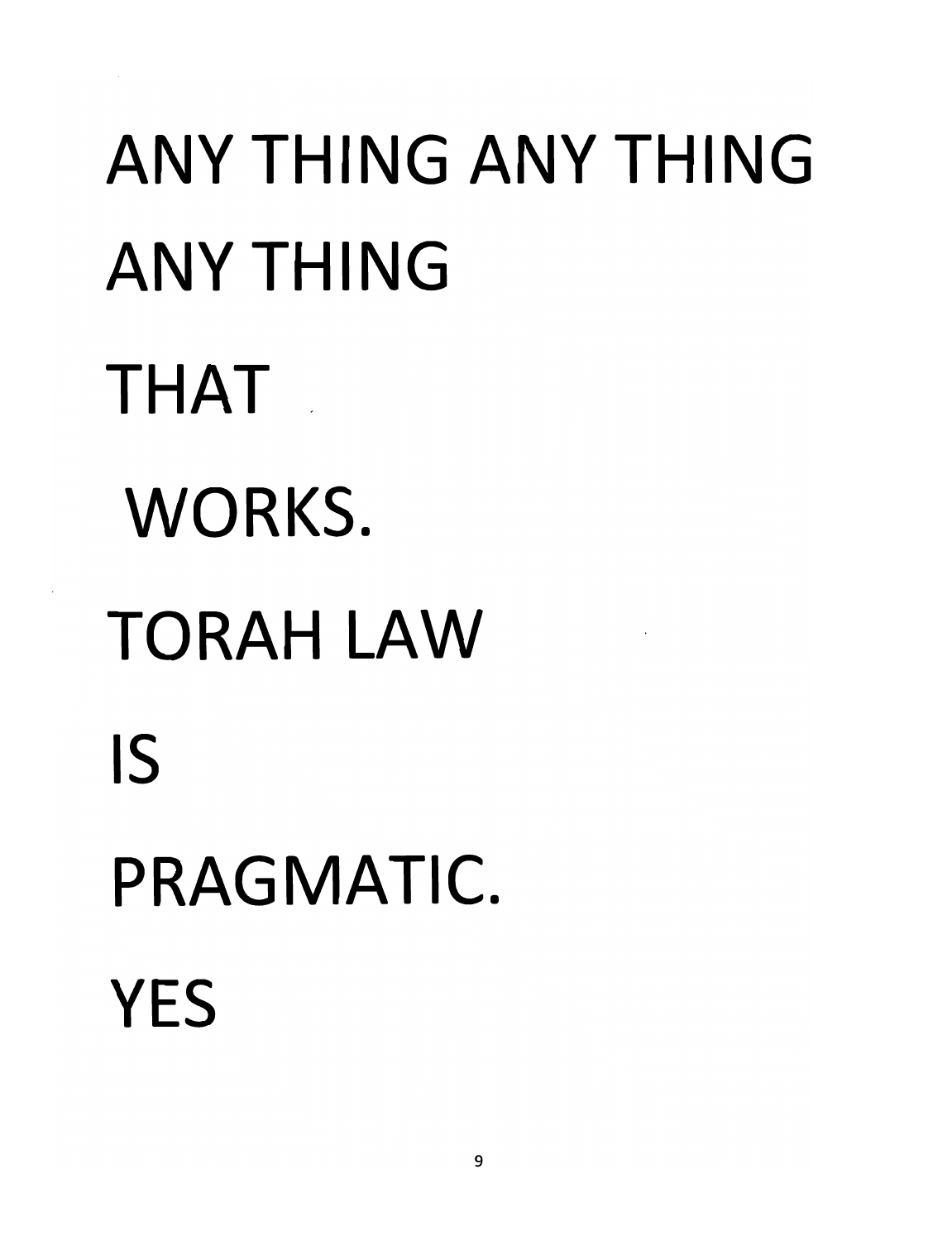ANY THING ANY THING

ANY THING

THAT

WORKS.

TORAH LAW

IS

PRAGMATIC.

YES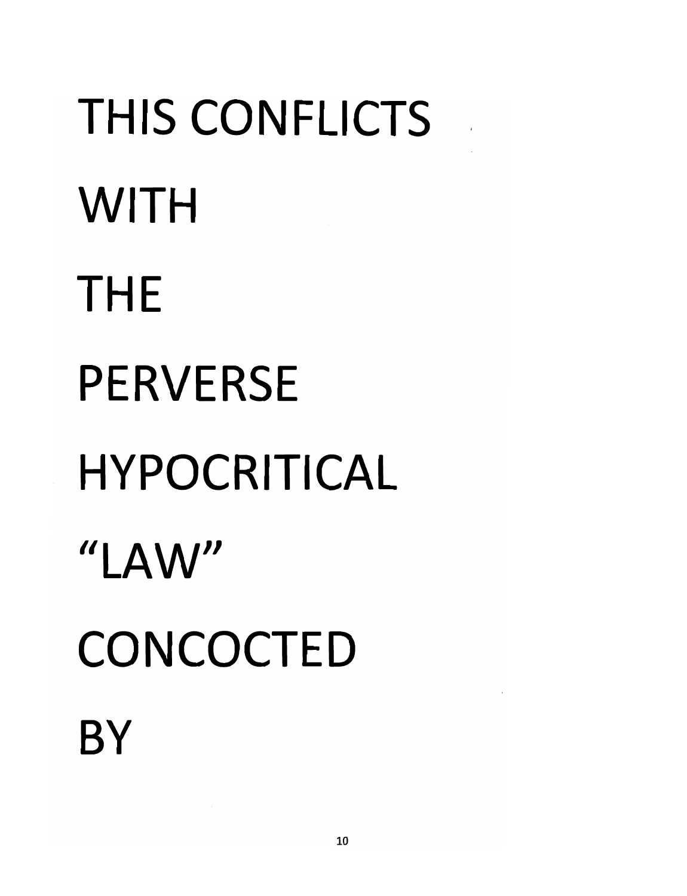THIS CONFLICTS

WITH

THE

PERVERSE

HYPOCRITICAL

“LAW”

CONCOCTED

BY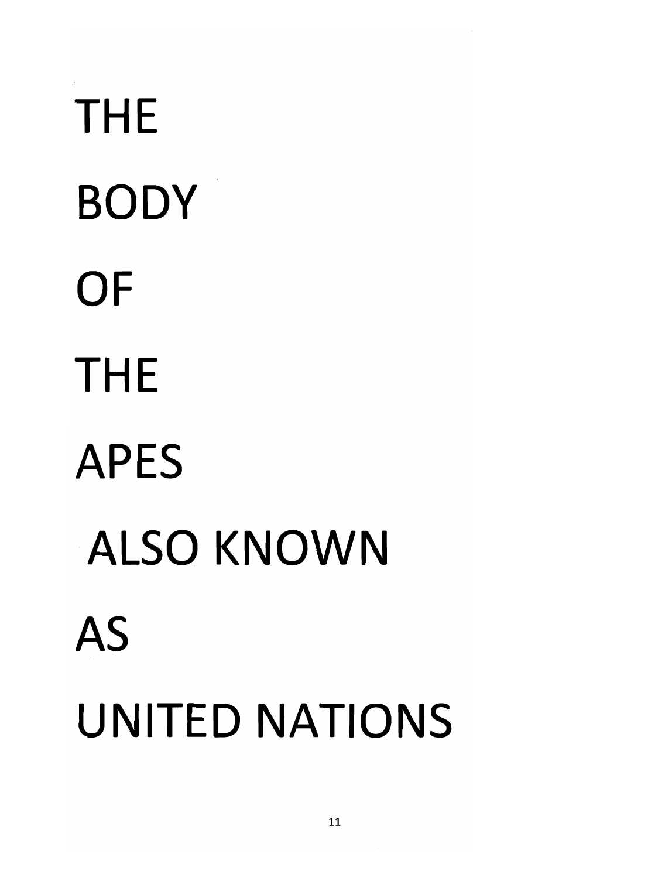THE

BODY

OF

THE

APES

ALSO KNOWN

AS

UNITED NATIONS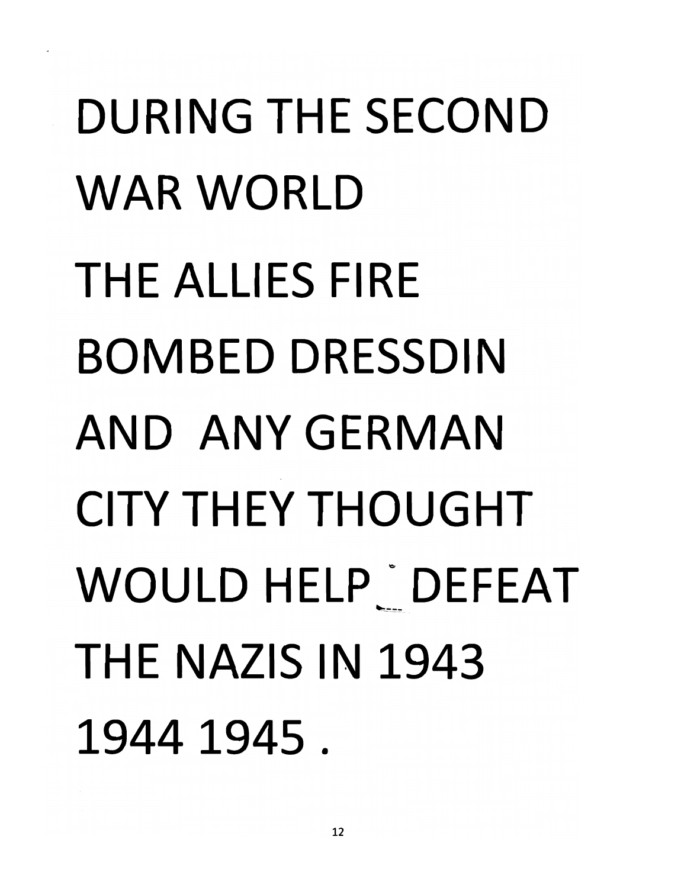DURING THE SECOND WAR WORLD

THE ALLIES FIRE BOMBED DRESSDIN AND ANY GERMAN CITY THEY THOUGHT WOULD HELP DEFEAT THE NAZIS IN 1943 1944 1945 .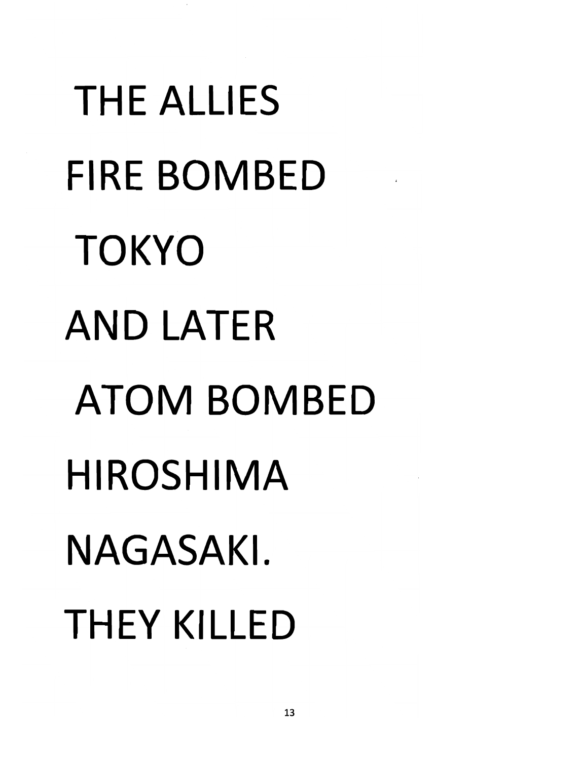THE ALLIES

FIRE BOMBED

TOKYO

AND LATER

ATOM BOMBED

HIROSHIMA

NAGASAKI.

THEY KILLED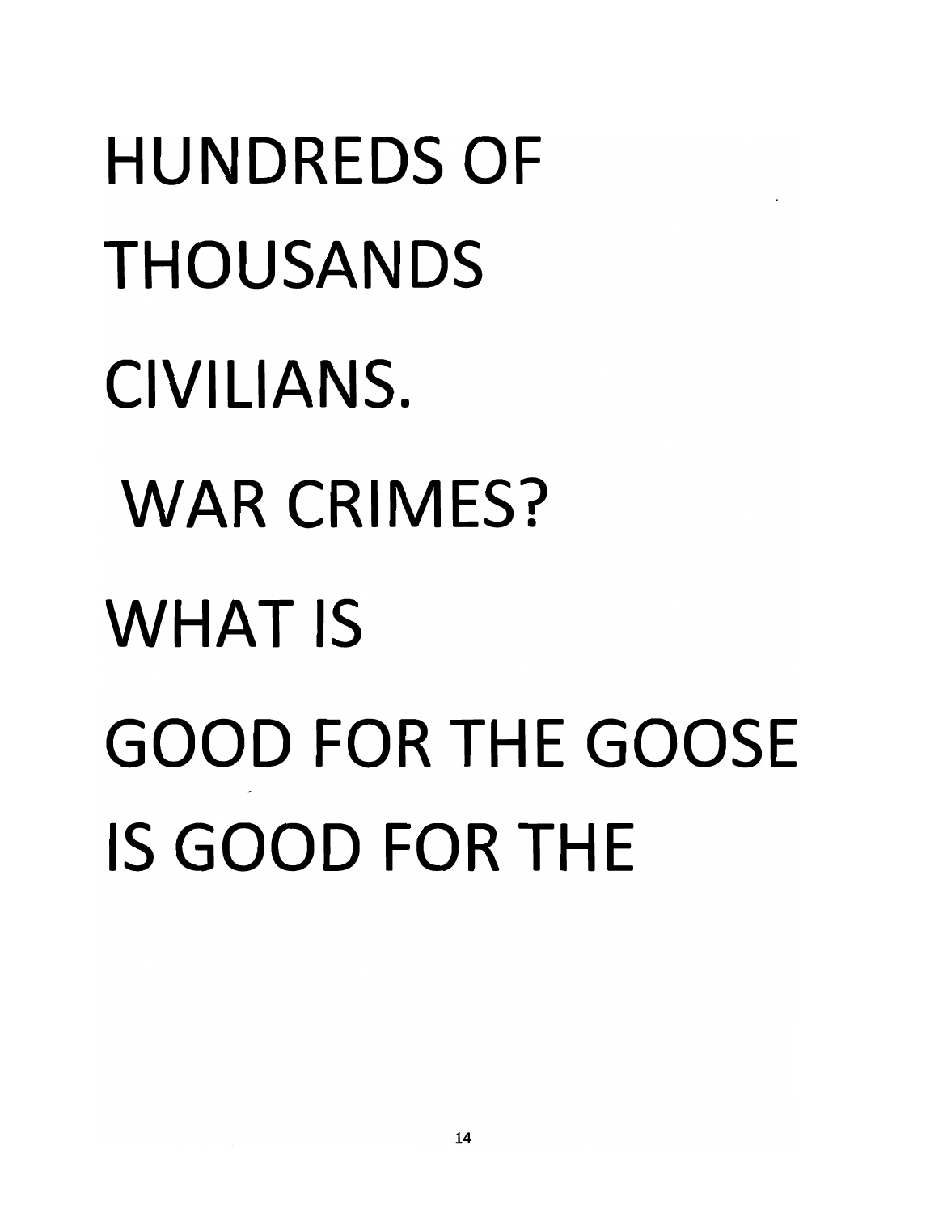HUNDREDS OF
THOUSANDS
CIVILIANS.
WAR CRIMES?
WHAT IS
GOOD FOR THE GOOSE
IS GOOD FOR THE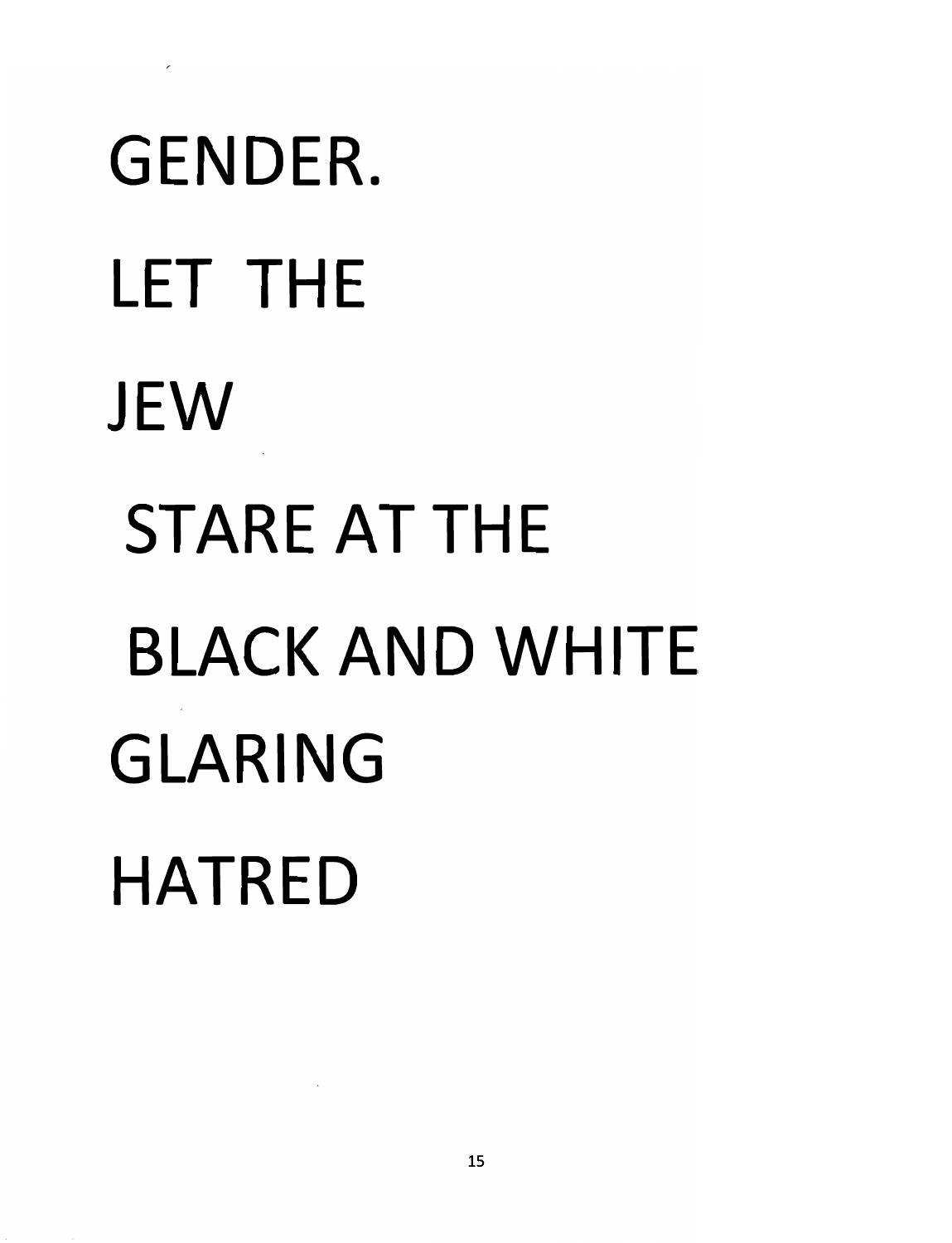GENDER.

LET THE

JEW

STARE AT THE

BLACK AND WHITE

GLARING

HATRED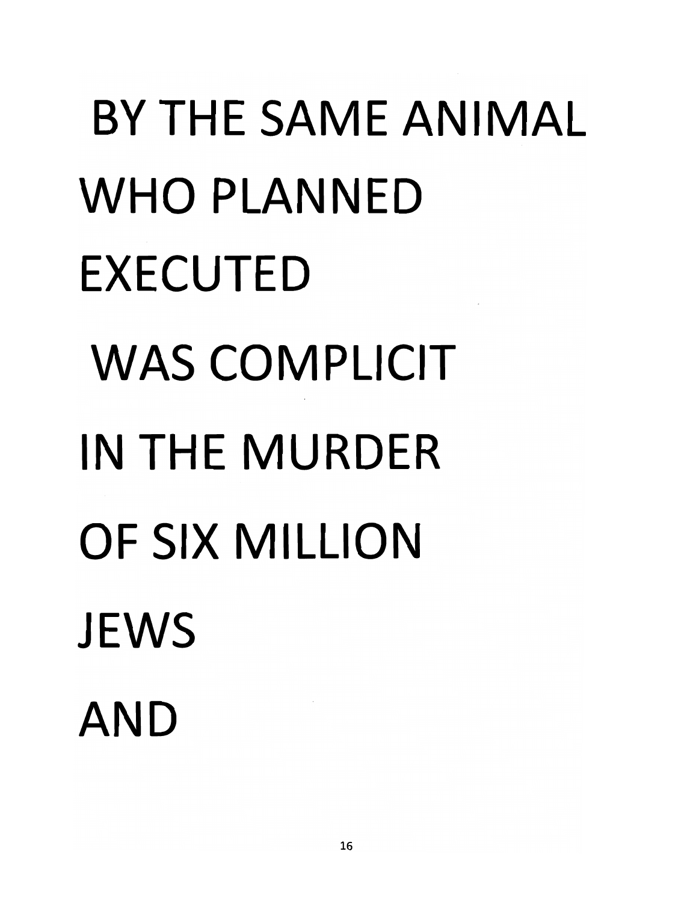BY THE SAME ANIMAL

WHO PLANNED

EXECUTED

WAS COMPLICIT

IN THE MURDER

OF SIX MILLION

JEWS

AND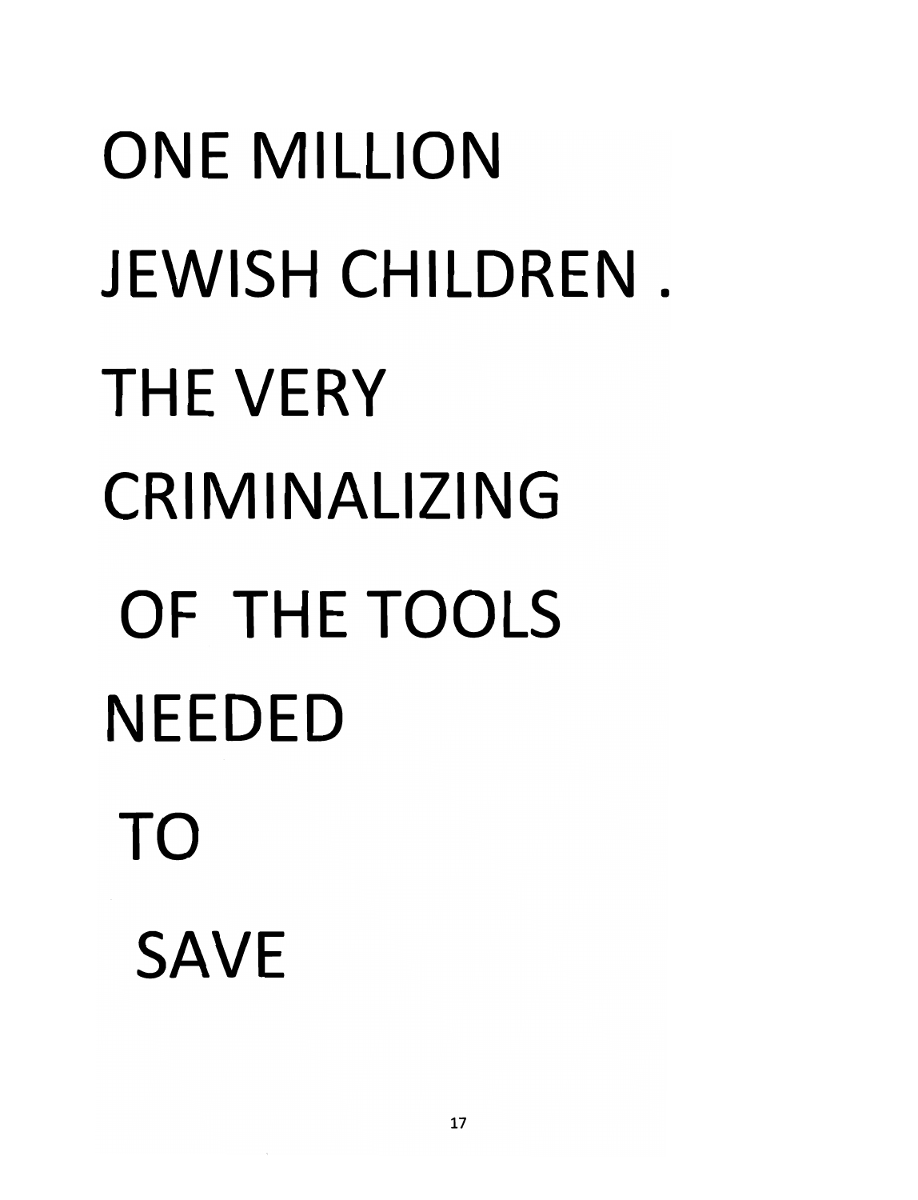ONE MILLION

JEWISH CHILDREN .

THE VERY

CRIMINALIZING

OF THE TOOLS

NEEDED

TO

SAVE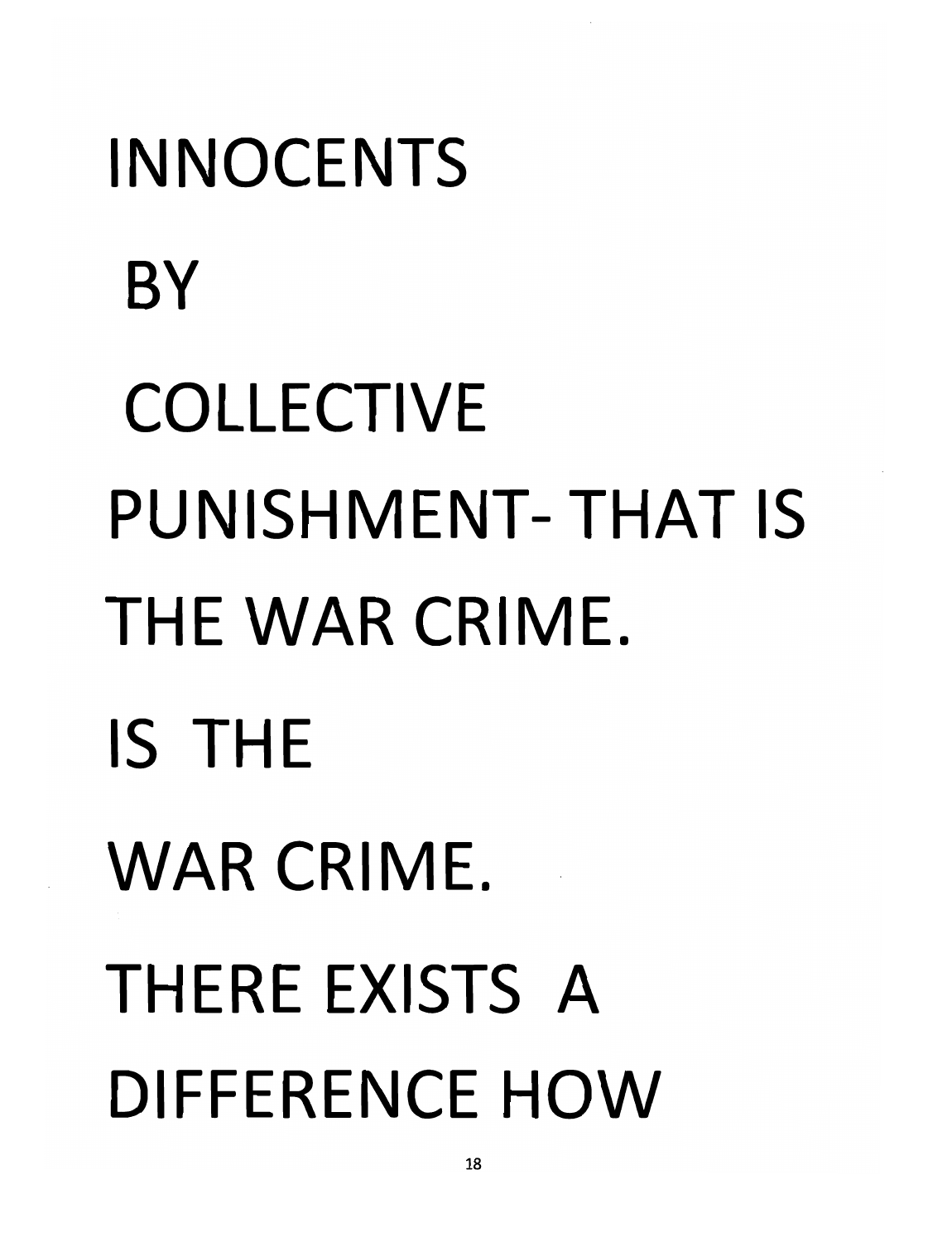INNOCENTS

BY

COLLECTIVE

PUNISHMENT- THAT IS

THE WAR CRIME.

IS THE

WAR CRIME.

THERE EXISTS A

DIFFERENCE HOW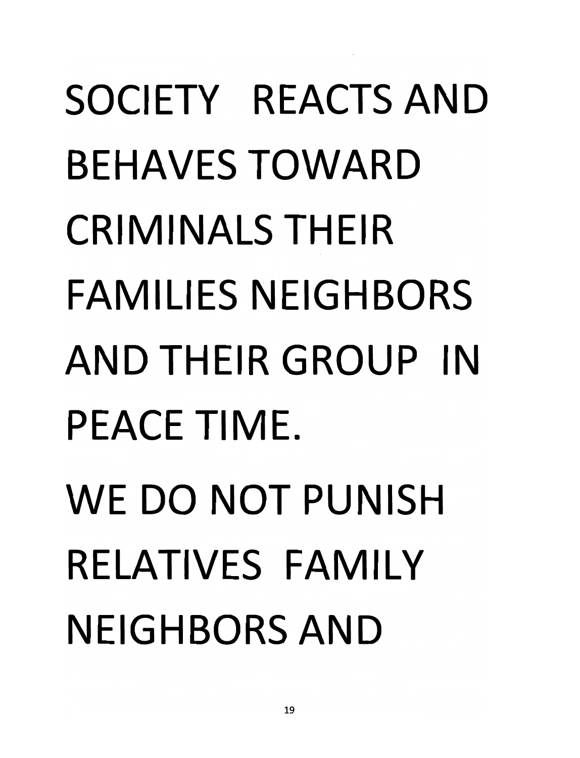SOCIETY REACTS AND BEHAVES TOWARD CRIMINALS THEIR FAMILIES NEIGHBORS AND THEIR GROUP IN PEACE TIME.

WE DO NOT PUNISH RELATIVES FAMILY NEIGHBORS AND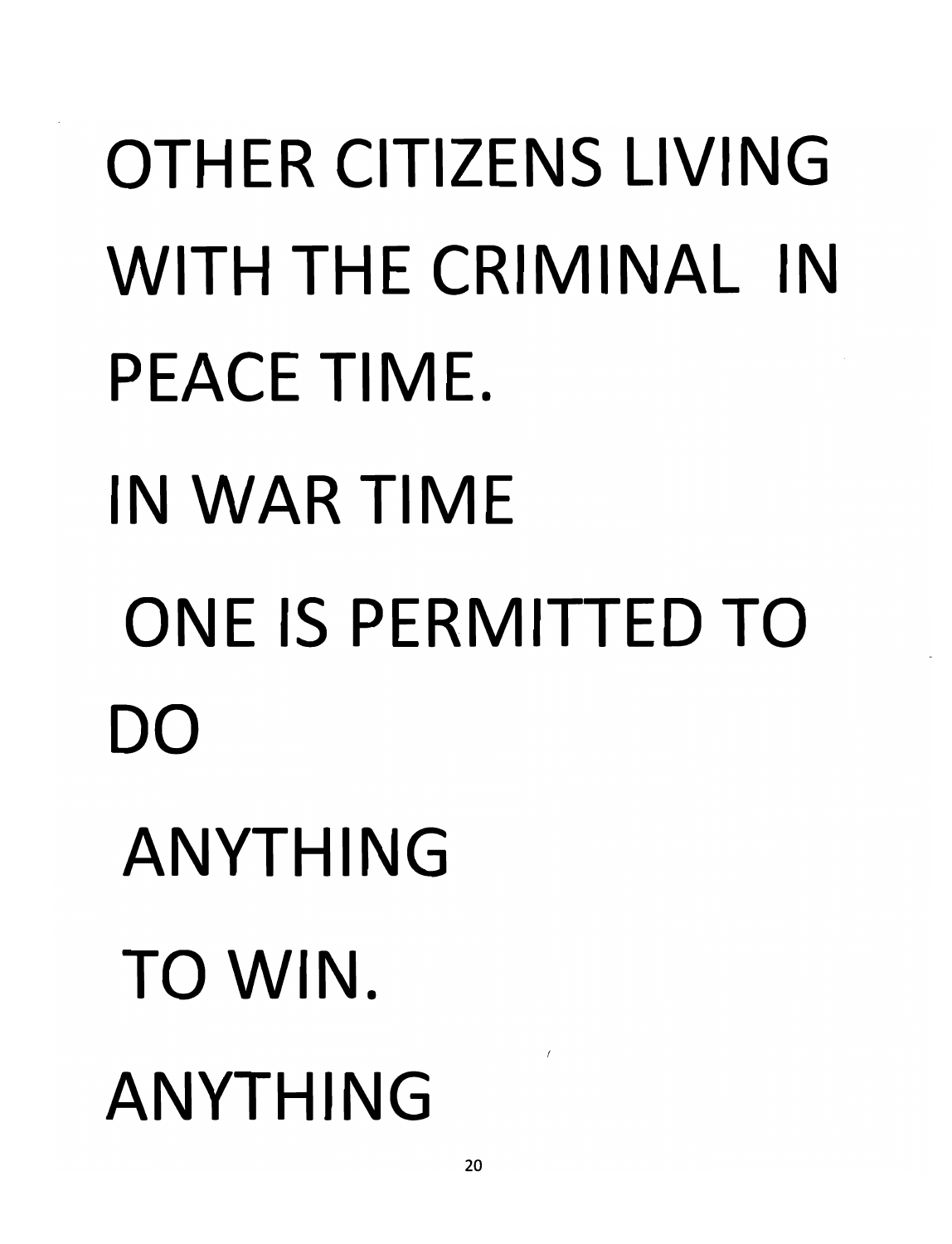OTHER CITIZENS LIVING WITH THE CRIMINAL IN PEACE TIME.

IN WAR TIME

ONE IS PERMITTED TO DO

ANYTHING

TO WIN.

ANYTHING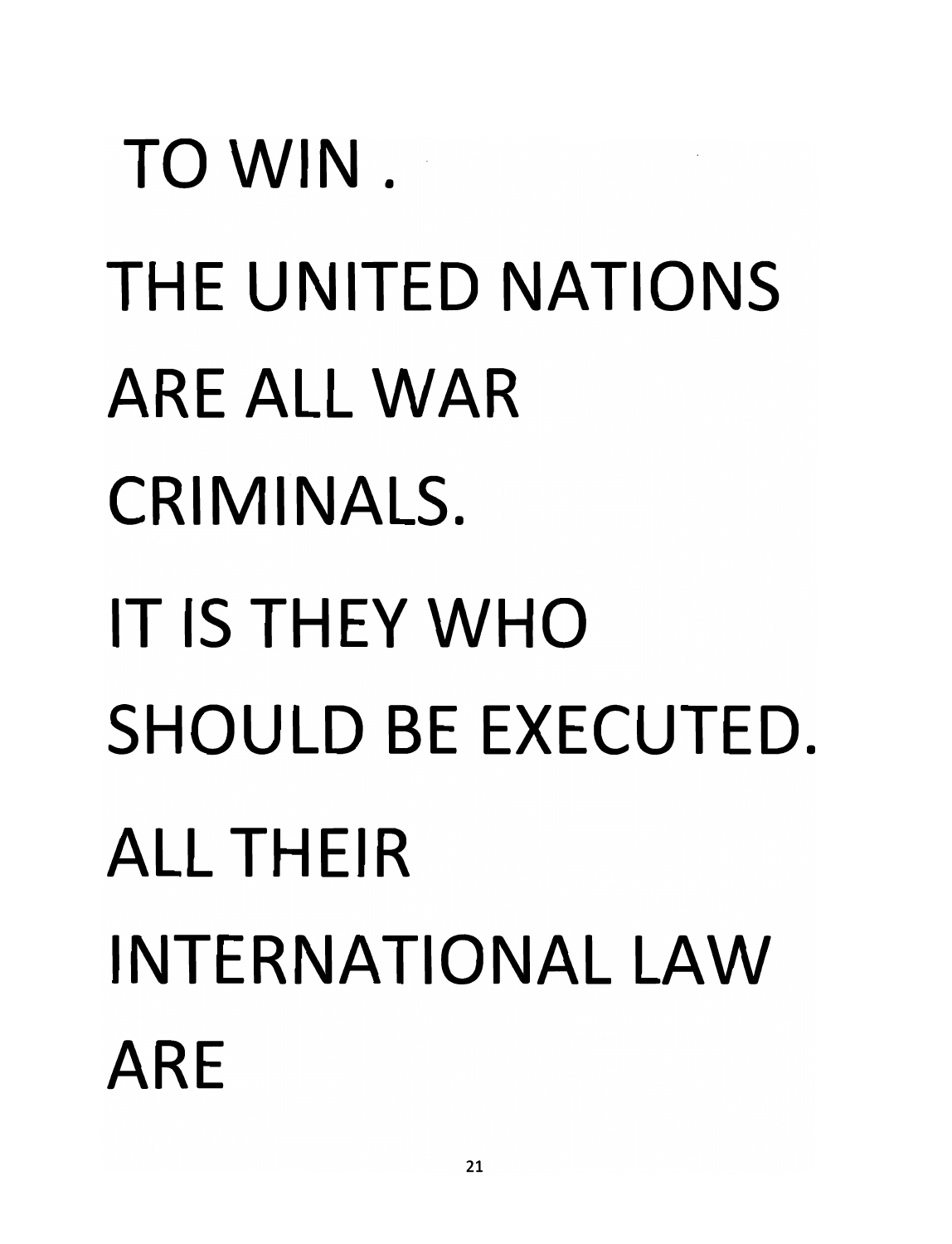TO WIN .

THE UNITED NATIONS

ARE ALL WAR

CRIMINALS.

IT IS THEY WHO

SHOULD BE EXECUTED.

ALL THEIR

INTERNATIONAL LAW

ARE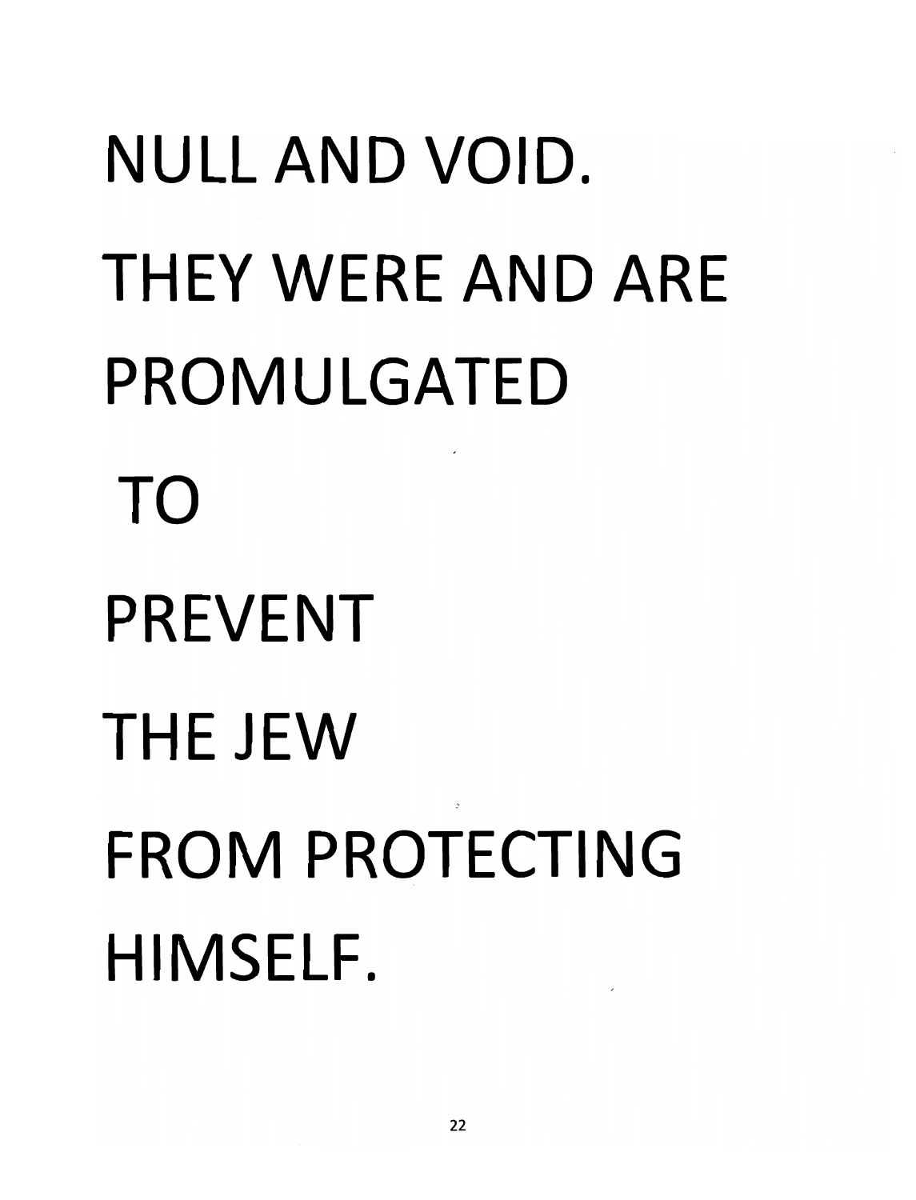NULL AND VOID.

THEY WERE AND ARE

PROMULGATED

TO

PREVENT

THE JEW

FROM PROTECTING

HIMSELF.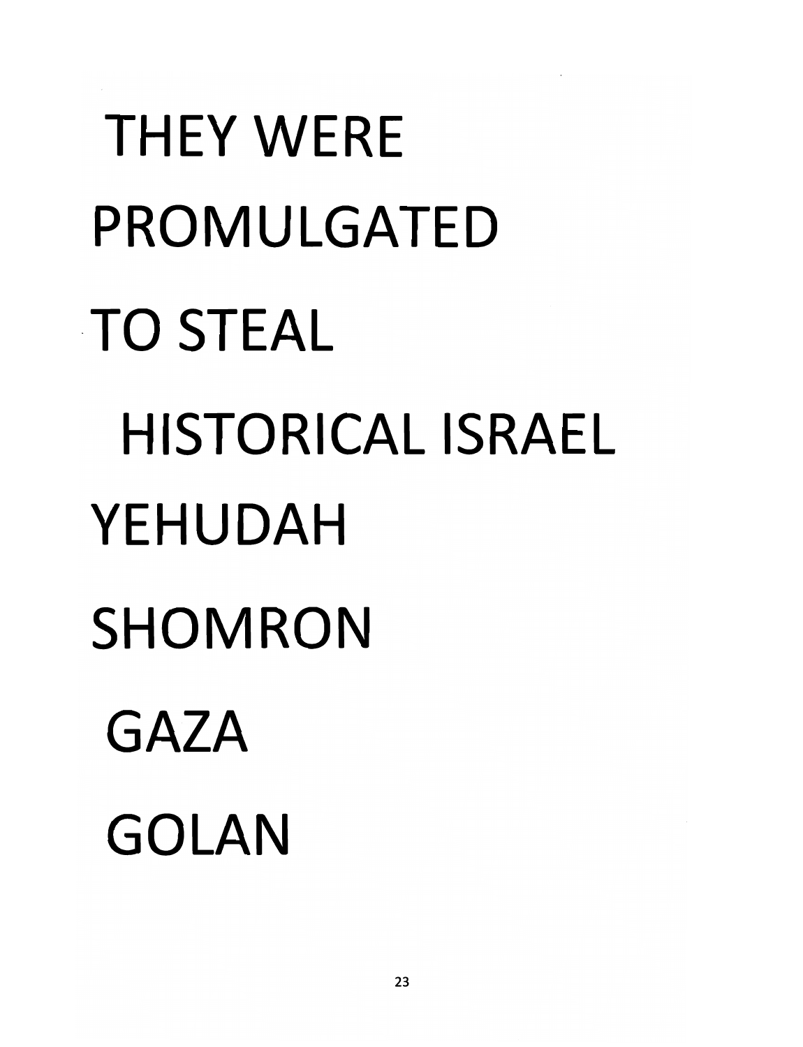THEY WERE

PROMULGATED

TO STEAL

HISTORICAL ISRAEL

YEHUDAH

SHOMRON

GAZA

GOLAN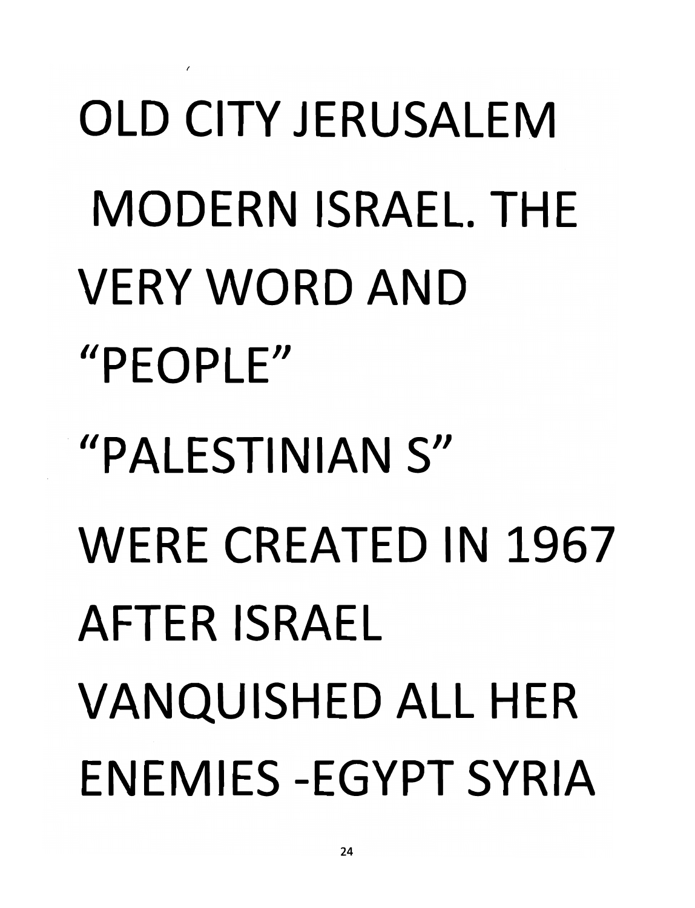OLD CITY JERUSALEM MODERN ISRAEL. THE VERY WORD AND "PEOPLE" "PALESTINIAN S" WERE CREATED IN 1967 AFTER ISRAEL VANQUISHED ALL HER ENEMIES -EGYPT SYRIA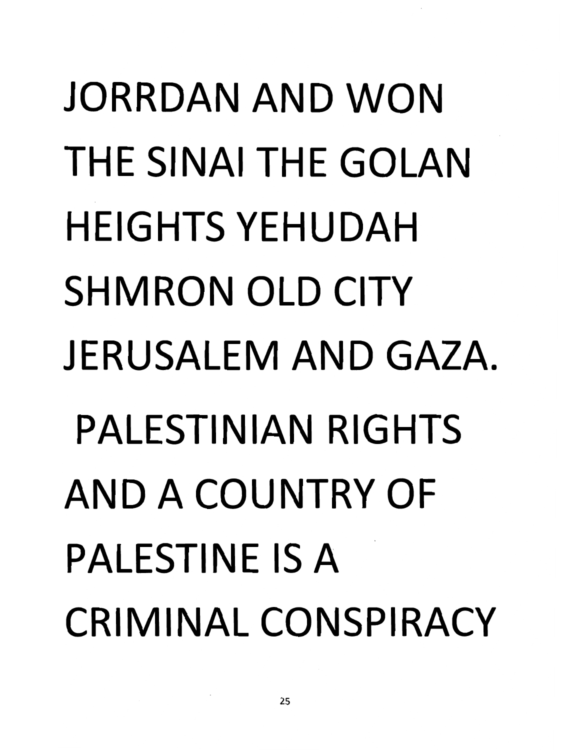JORRDAN AND WON THE SINAI THE GOLAN HEIGHTS YEHUDAH SHMRON OLD CITY JERUSALEM AND GAZA.

PALESTINIAN RIGHTS AND A COUNTRY OF PALESTINE IS A CRIMINAL CONSPIRACY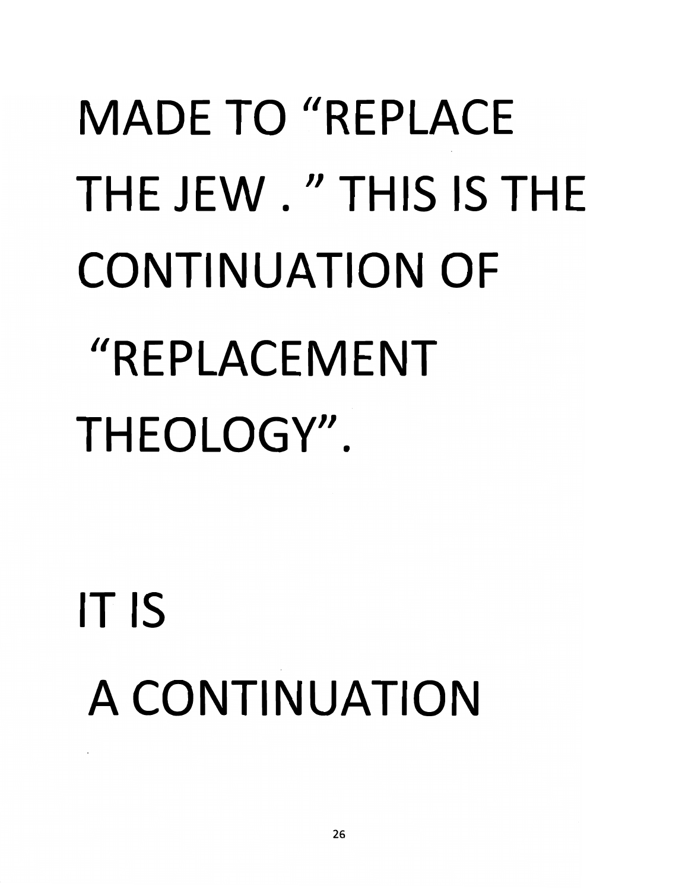MADE TO “REPLACE THE JEW . ” THIS IS THE CONTINUATION OF “REPLACEMENT THEOLOGY”.

IT IS A CONTINUATION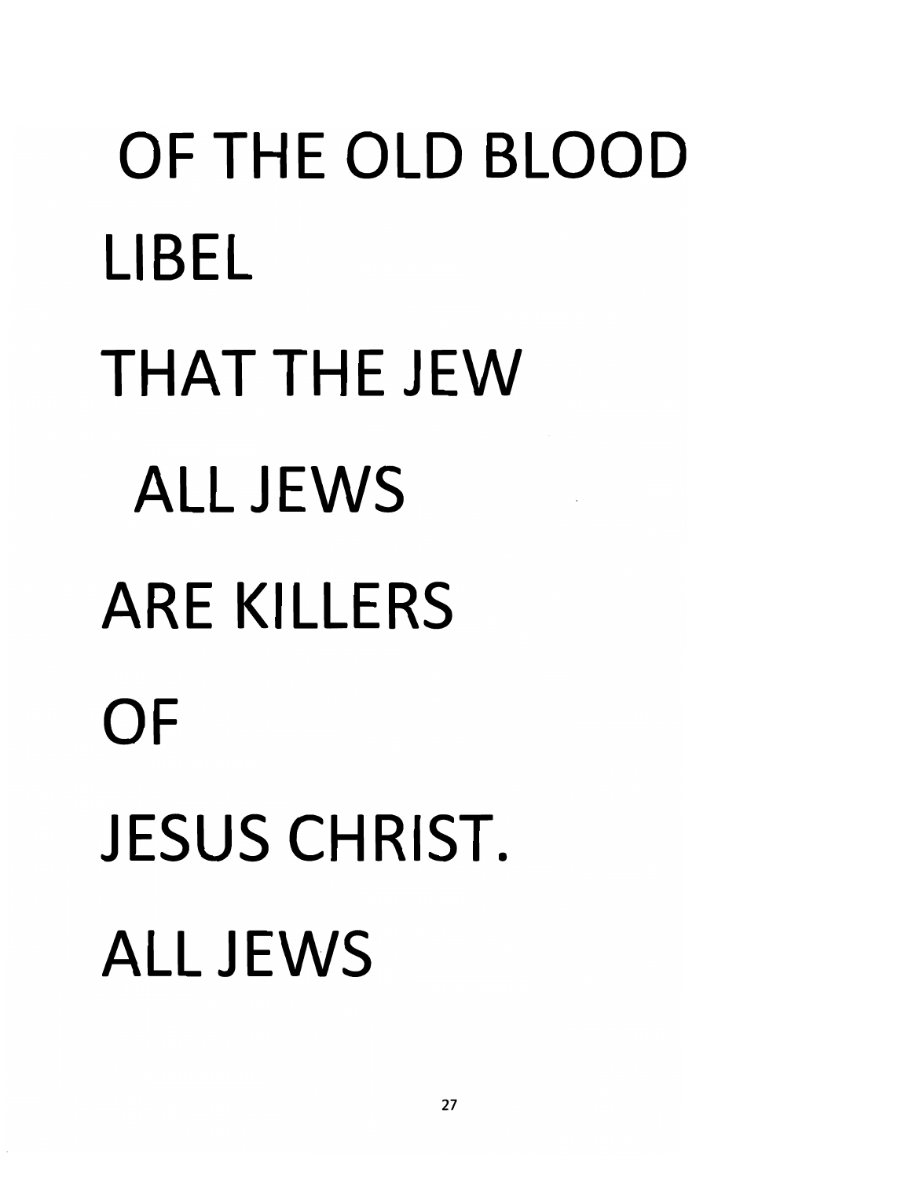OF THE OLD BLOOD

LIBEL

THAT THE JEW

ALL JEWS

ARE KILLERS

OF

JESUS CHRIST.

ALL JEWS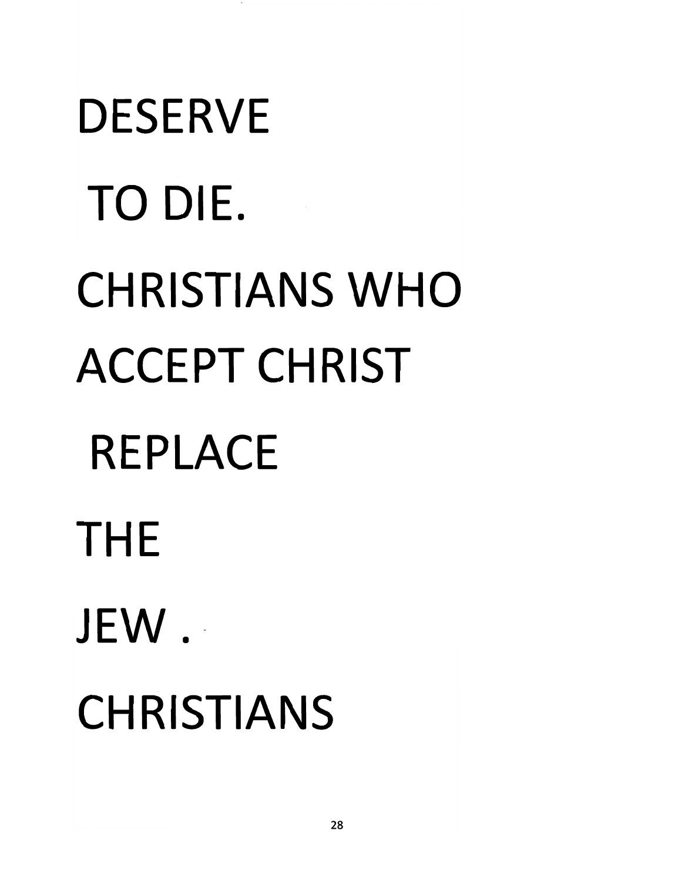DESERVE

TO DIE.

CHRISTIANS WHO

ACCEPT CHRIST

REPLACE

THE

JEW.

CHRISTIANS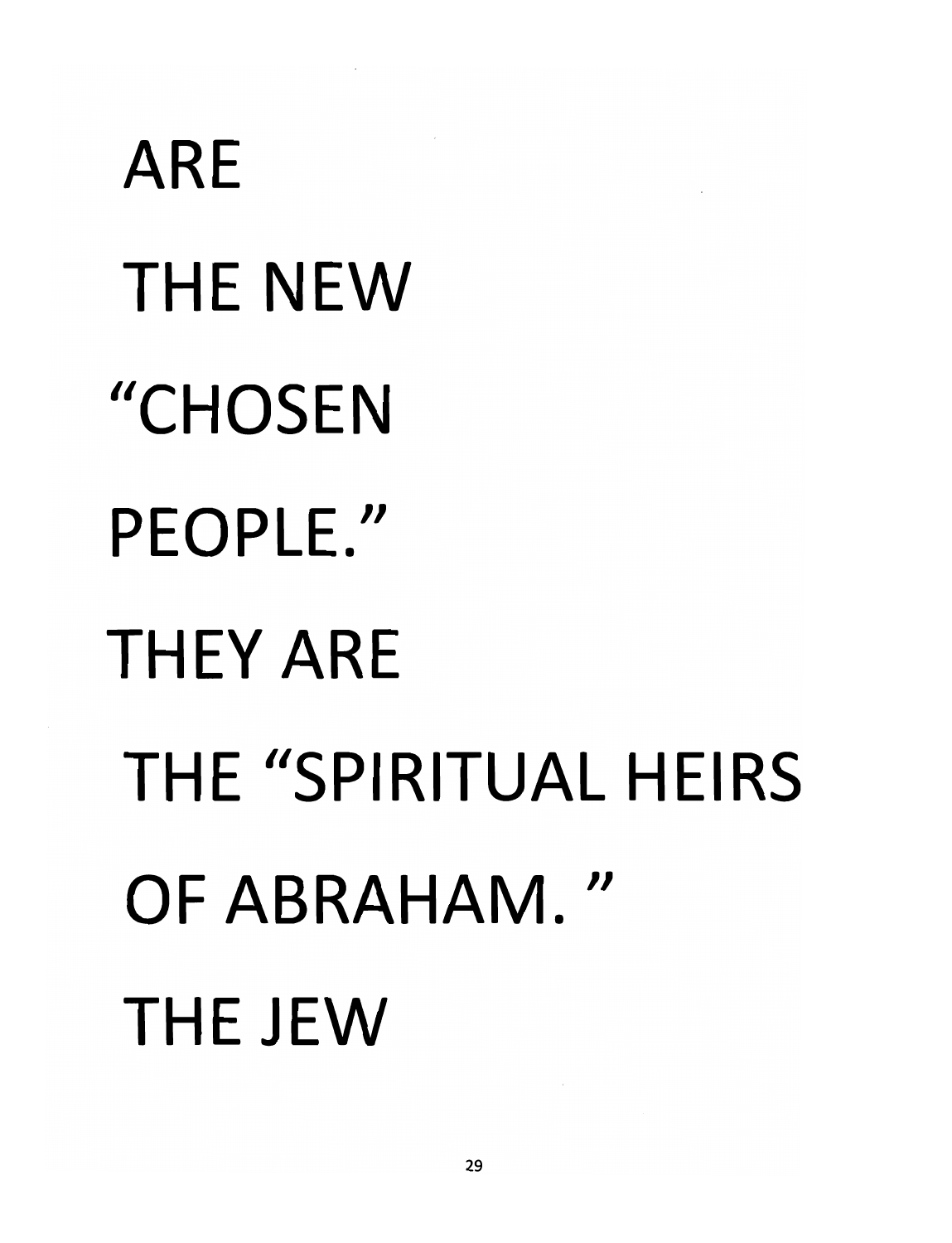ARE

THE NEW

"CHOSEN

PEOPLE."

THEY ARE

THE "SPIRITUAL HEIRS

OF ABRAHAM."

THE JEW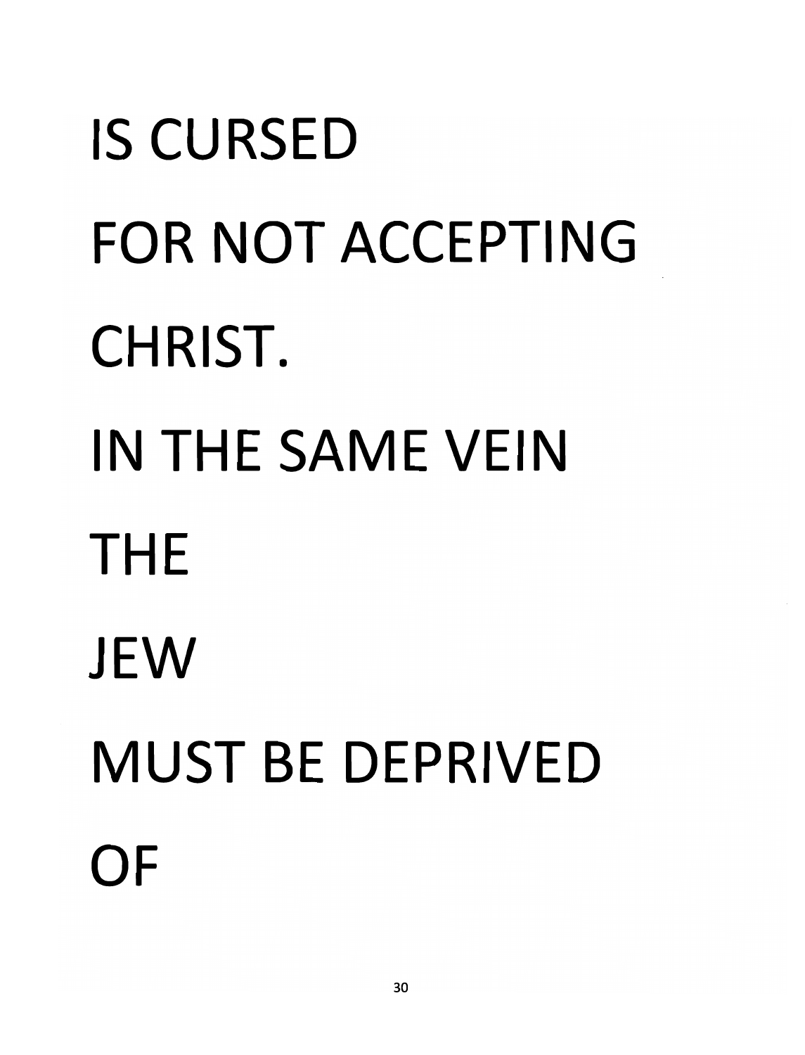IS CURSED

FOR NOT ACCEPTING

CHRIST.

IN THE SAME VEIN

THE

JEW

MUST BE DEPRIVED

OF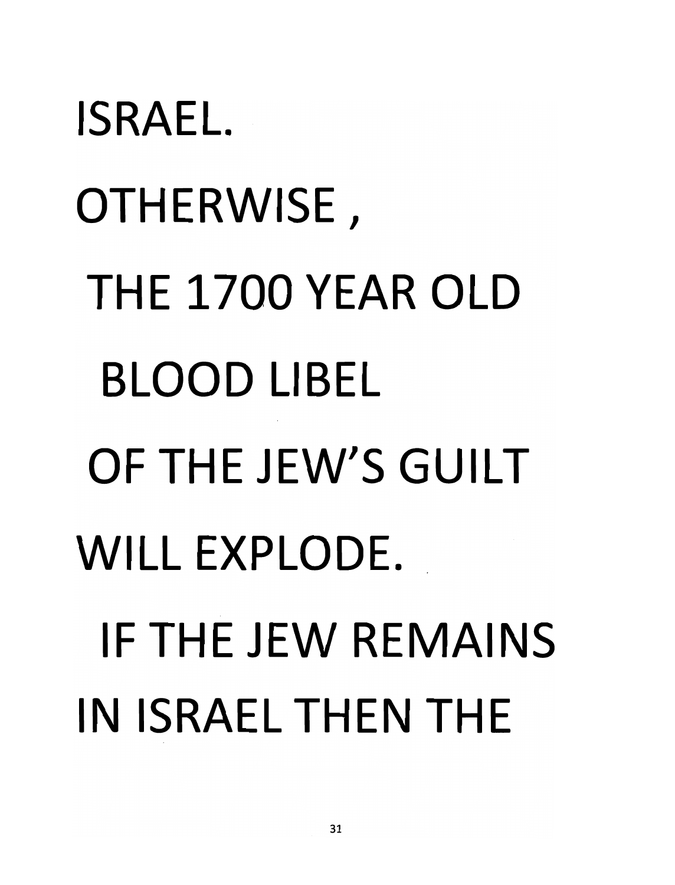ISRAEL.

OTHERWISE ,

THE 1700 YEAR OLD

BLOOD LIBEL

OF THE JEW'S GUILT

WILL EXPLODE.

IF THE JEW REMAINS

IN ISRAEL THEN THE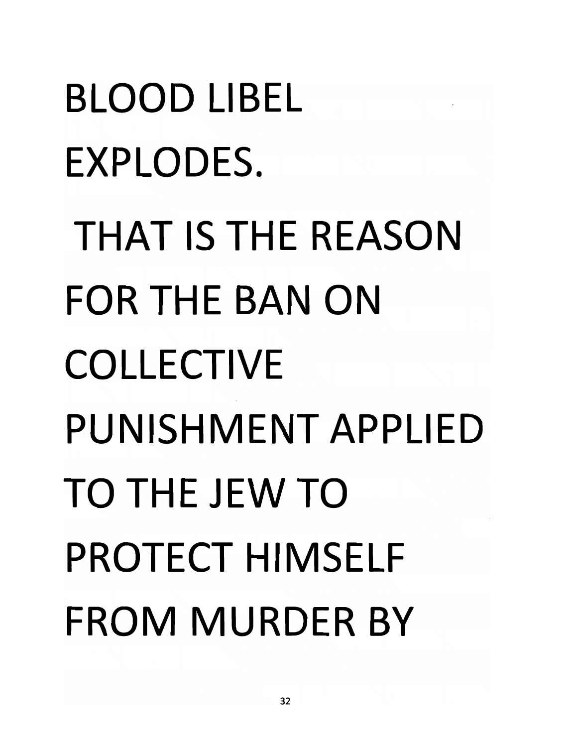BLOOD LIBEL EXPLODES.

THAT IS THE REASON FOR THE BAN ON COLLECTIVE PUNISHMENT APPLIED TO THE JEW TO PROTECT HIMSELF FROM MURDER BY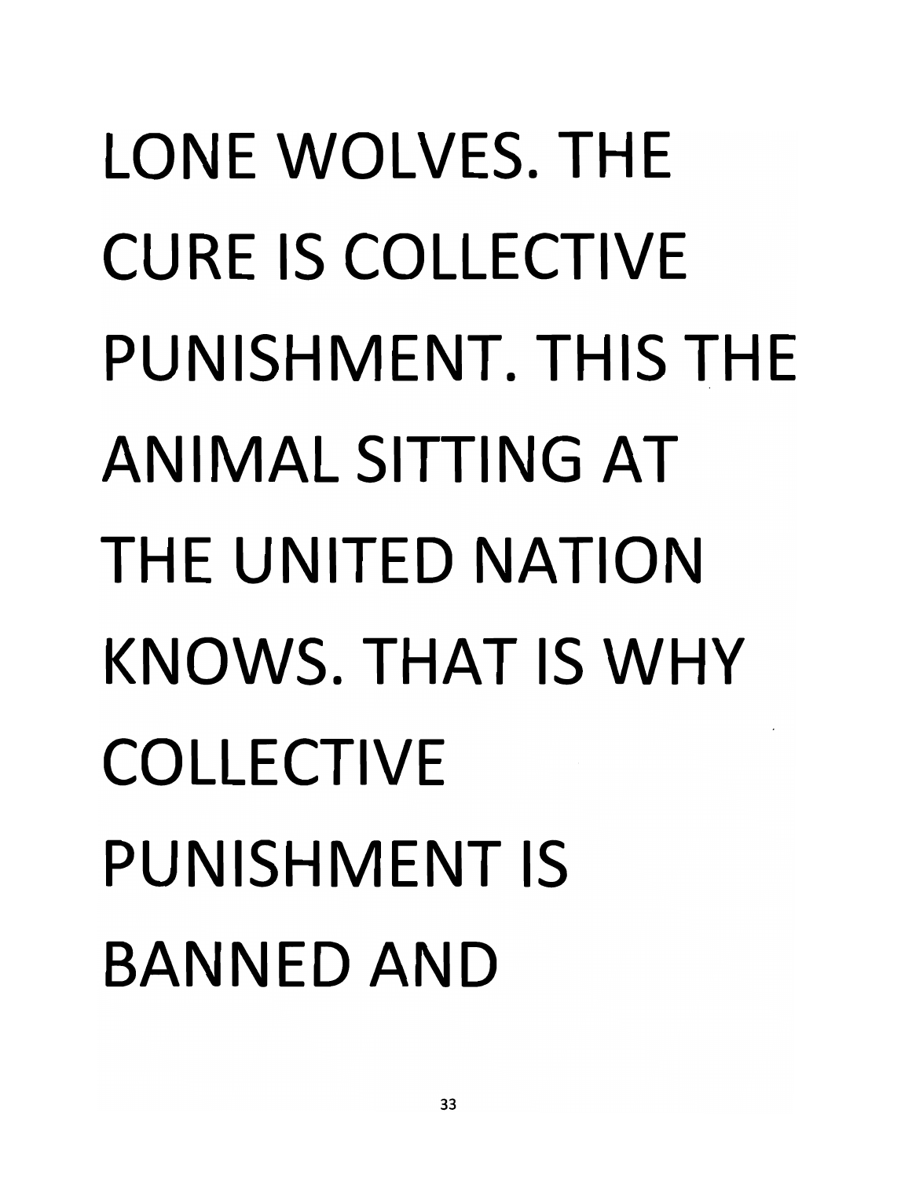LONE WOLVES. THE CURE IS COLLECTIVE PUNISHMENT. THIS THE ANIMAL SITTING AT THE UNITED NATION KNOWS. THAT IS WHY COLLECTIVE PUNISHMENT IS BANNED AND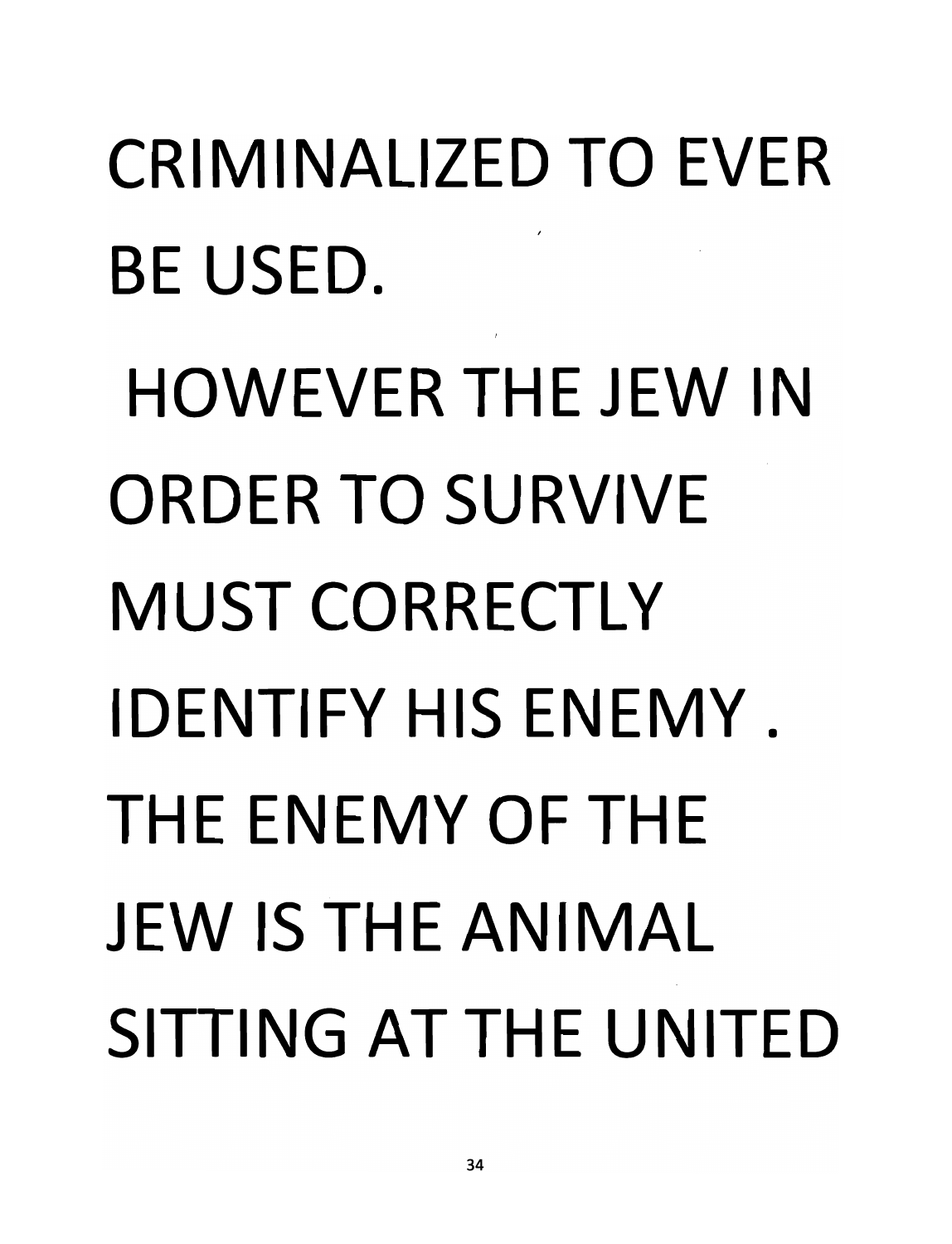CRIMINALIZED TO EVER BE USED.

HOWEVER THE JEW IN ORDER TO SURVIVE MUST CORRECTLY IDENTIFY HIS ENEMY . THE ENEMY OF THE JEW IS THE ANIMAL SITTING AT THE UNITED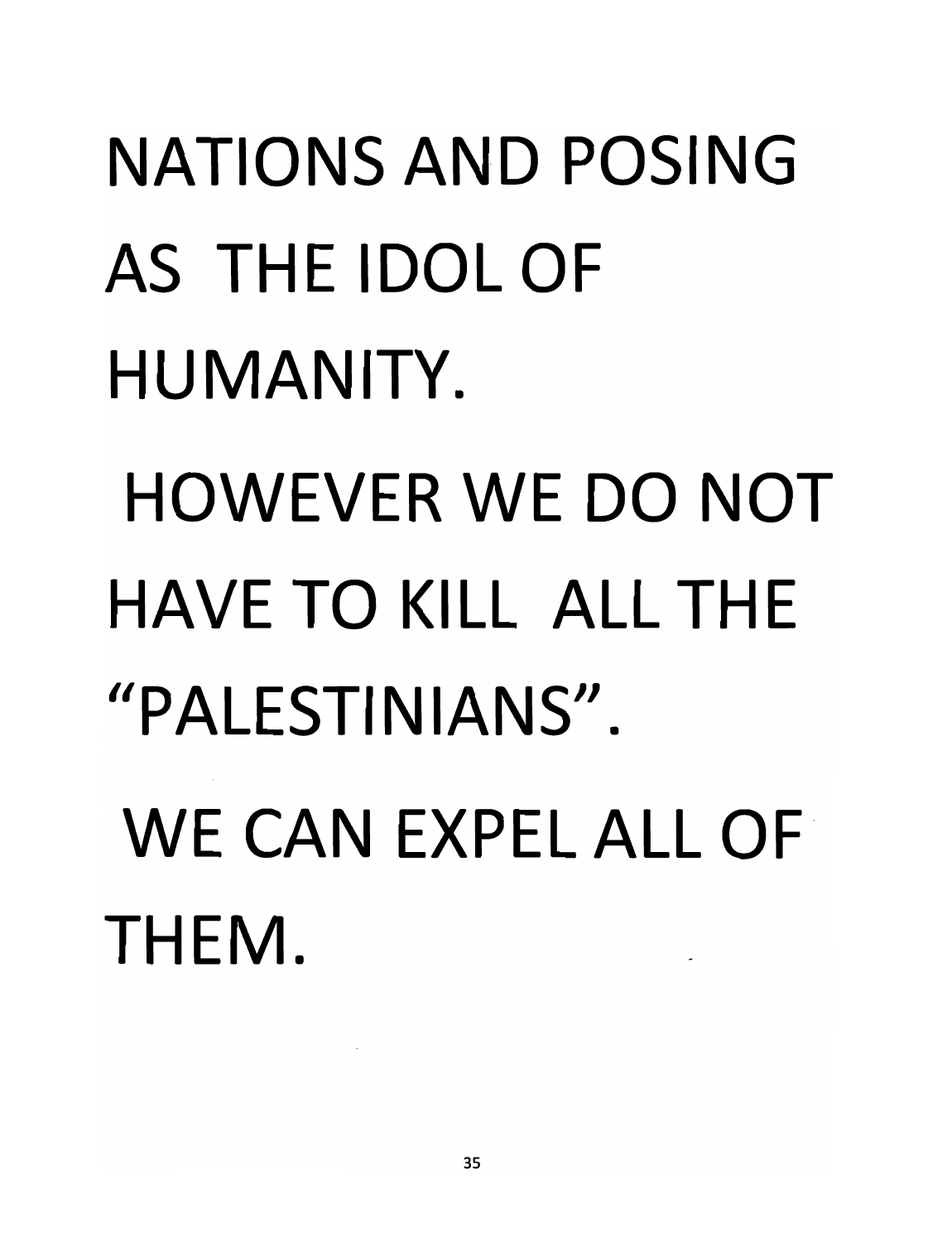NATIONS AND POSING AS THE IDOL OF HUMANITY.

HOWEVER WE DO NOT HAVE TO KILL ALL THE "PALESTINIANS".

WE CAN EXPEL ALL OF THEM.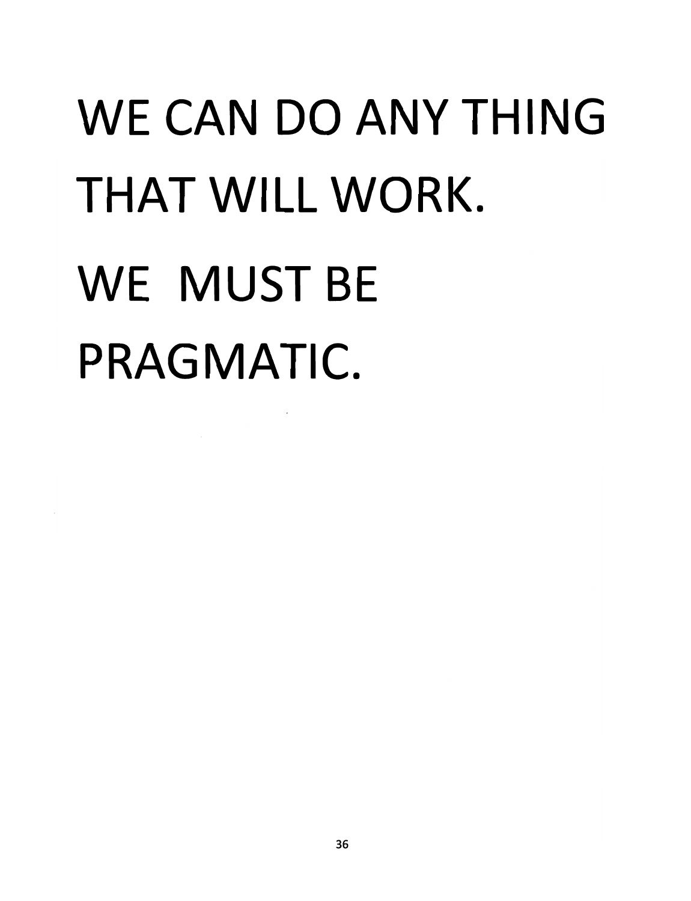WE CAN DO ANY THING THAT WILL WORK.

WE MUST BE PRAGMATIC.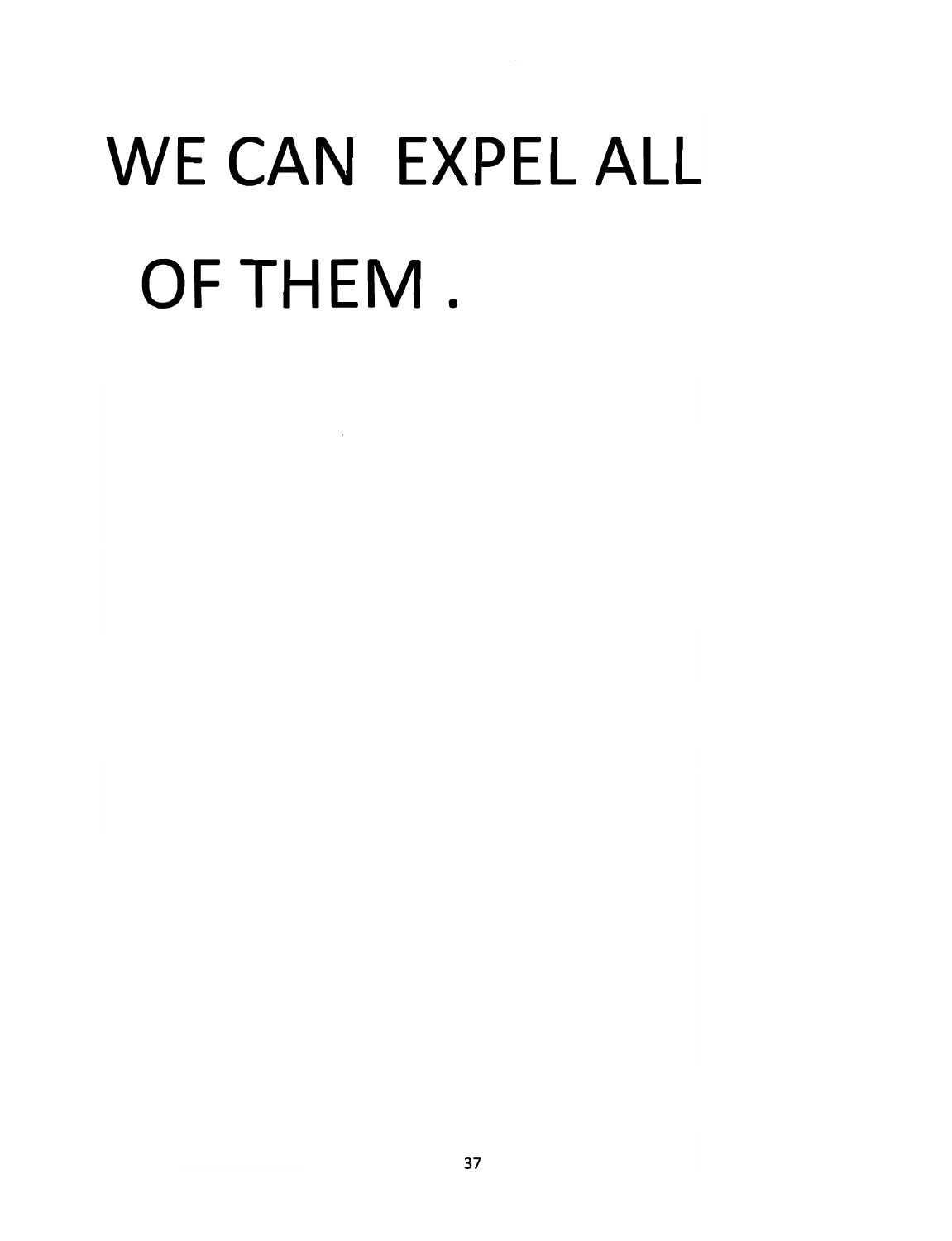# WE CAN EXPEL ALL OF THEM .